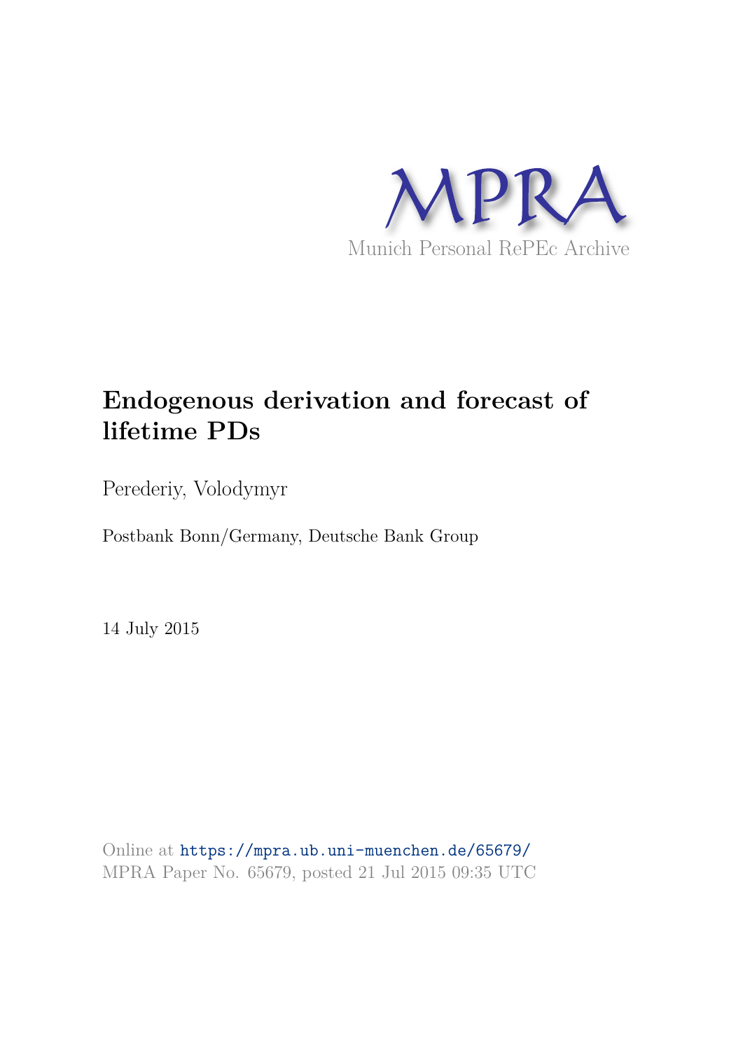MPRA

Munich Personal RePEc Archive

# Endogenous derivation and forecast of lifetime PDs

Perederiy, Volodymyr

Postbank Bonn/Germany, Deutsche Bank Group

14 July 2015

Online at https://mpra.ub.uni-muenchen.de/65679/
MPRA Paper No. 65679, posted 21 Jul 2015 09:35 UTC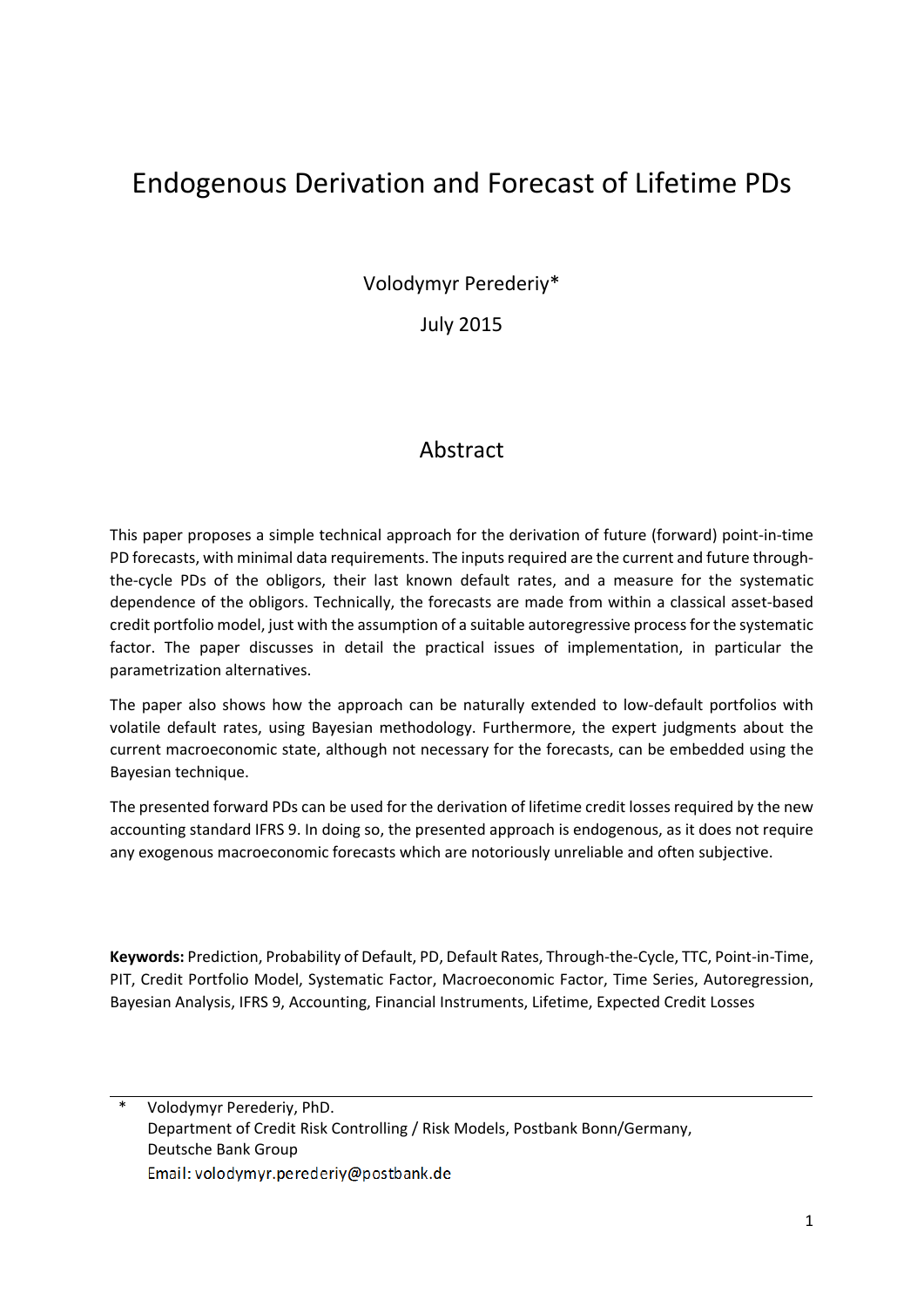# Endogenous Derivation and Forecast of Lifetime PDs

Volodymyr Perederiy*

July 2015

## Abstract

This paper proposes a simple technical approach for the derivation of future (forward) point-in-time PD forecasts, with minimal data requirements. The inputs required are the current and future through-the-cycle PDs of the obligors, their last known default rates, and a measure for the systematic dependence of the obligors. Technically, the forecasts are made from within a classical asset-based credit portfolio model, just with the assumption of a suitable autoregressive process for the systematic factor. The paper discusses in detail the practical issues of implementation, in particular the parametrization alternatives.

The paper also shows how the approach can be naturally extended to low-default portfolios with volatile default rates, using Bayesian methodology. Furthermore, the expert judgments about the current macroeconomic state, although not necessary for the forecasts, can be embedded using the Bayesian technique.

The presented forward PDs can be used for the derivation of lifetime credit losses required by the new accounting standard IFRS 9. In doing so, the presented approach is endogenous, as it does not require any exogenous macroeconomic forecasts which are notoriously unreliable and often subjective.

**Keywords:** Prediction, Probability of Default, PD, Default Rates, Through-the-Cycle, TTC, Point-in-Time, PIT, Credit Portfolio Model, Systematic Factor, Macroeconomic Factor, Time Series, Autoregression, Bayesian Analysis, IFRS 9, Accounting, Financial Instruments, Lifetime, Expected Credit Losses

---

\* Volodymyr Perederiy, PhD.
Department of Credit Risk Controlling / Risk Models, Postbank Bonn/Germany,
Deutsche Bank Group
Email: volodymyr.perederiy@postbank.de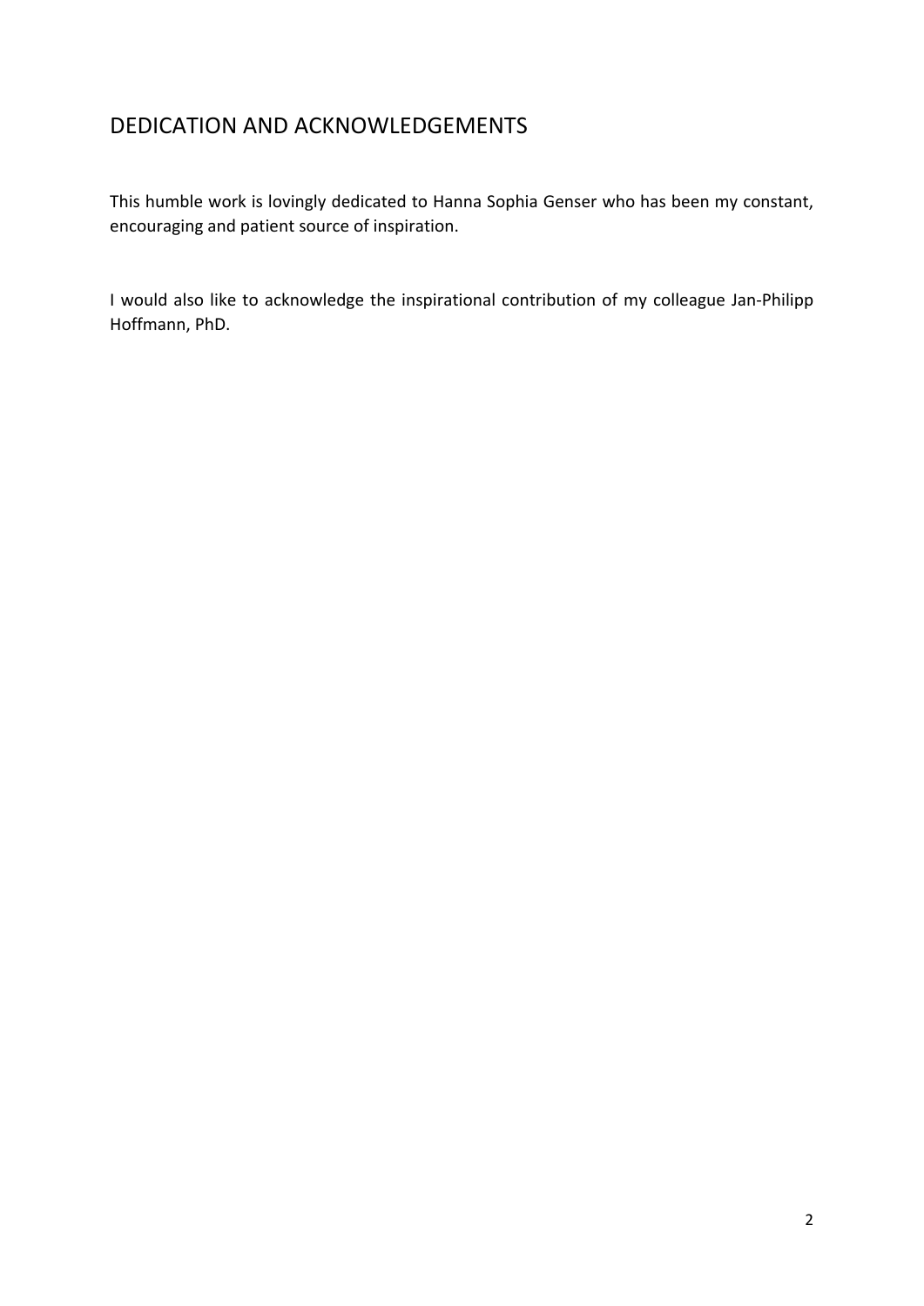## DEDICATION AND ACKNOWLEDGEMENTS

This humble work is lovingly dedicated to Hanna Sophia Genser who has been my constant, encouraging and patient source of inspiration.

I would also like to acknowledge the inspirational contribution of my colleague Jan-Philipp Hoffmann, PhD.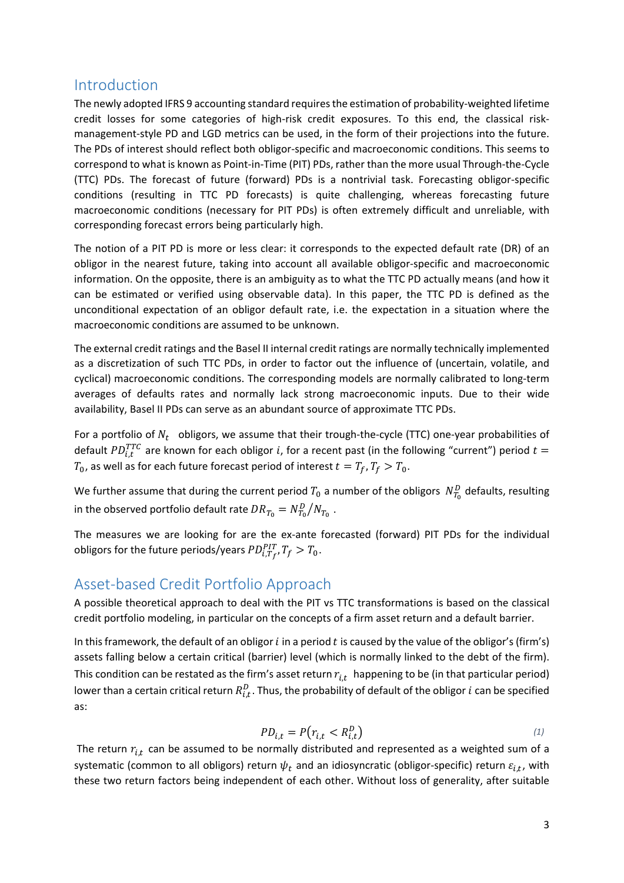## Introduction

The newly adopted IFRS 9 accounting standard requires the estimation of probability-weighted lifetime credit losses for some categories of high-risk credit exposures. To this end, the classical risk-management-style PD and LGD metrics can be used, in the form of their projections into the future. The PDs of interest should reflect both obligor-specific and macroeconomic conditions. This seems to correspond to what is known as Point-in-Time (PIT) PDs, rather than the more usual Through-the-Cycle (TTC) PDs. The forecast of future (forward) PDs is a nontrivial task. Forecasting obligor-specific conditions (resulting in TTC PD forecasts) is quite challenging, whereas forecasting future macroeconomic conditions (necessary for PIT PDs) is often extremely difficult and unreliable, with corresponding forecast errors being particularly high.

The notion of a PIT PD is more or less clear: it corresponds to the expected default rate (DR) of an obligor in the nearest future, taking into account all available obligor-specific and macroeconomic information. On the opposite, there is an ambiguity as to what the TTC PD actually means (and how it can be estimated or verified using observable data). In this paper, the TTC PD is defined as the unconditional expectation of an obligor default rate, i.e. the expectation in a situation where the macroeconomic conditions are assumed to be unknown.

The external credit ratings and the Basel II internal credit ratings are normally technically implemented as a discretization of such TTC PDs, in order to factor out the influence of (uncertain, volatile, and cyclical) macroeconomic conditions. The corresponding models are normally calibrated to long-term averages of defaults rates and normally lack strong macroeconomic inputs. Due to their wide availability, Basel II PDs can serve as an abundant source of approximate TTC PDs.

For a portfolio of $N_t$ obligors, we assume that their trough-the-cycle (TTC) one-year probabilities of default $PD_{i,t}^{TTC}$ are known for each obligor $i$, for a recent past (in the following "current") period $t = T_0$, as well as for each future forecast period of interest $t = T_f, T_f > T_0$.

We further assume that during the current period $T_0$ a number of the obligors $N_{T_0}^D$ defaults, resulting in the observed portfolio default rate $DR_{T_0} = N_{T_0}^D / N_{T_0}$ .

The measures we are looking for are the ex-ante forecasted (forward) PIT PDs for the individual obligors for the future periods/years $PD_{i,T_f}^{PIT}, T_f > T_0$.

## Asset-based Credit Portfolio Approach

A possible theoretical approach to deal with the PIT vs TTC transformations is based on the classical credit portfolio modeling, in particular on the concepts of a firm asset return and a default barrier.

In this framework, the default of an obligor $i$ in a period $t$ is caused by the value of the obligor's (firm's) assets falling below a certain critical (barrier) level (which is normally linked to the debt of the firm). This condition can be restated as the firm's asset return $r_{i,t}$ happening to be (in that particular period) lower than a certain critical return $R_{i,t}^D$. Thus, the probability of default of the obligor $i$ can be specified as:

$$PD_{i,t} = P\left(r_{i,t} < R_{i,t}^D\right) \tag{1}$$

The return $r_{i,t}$ can be assumed to be normally distributed and represented as a weighted sum of a systematic (common to all obligors) return $\psi_t$ and an idiosyncratic (obligor-specific) return $\varepsilon_{i,t}$, with these two return factors being independent of each other. Without loss of generality, after suitable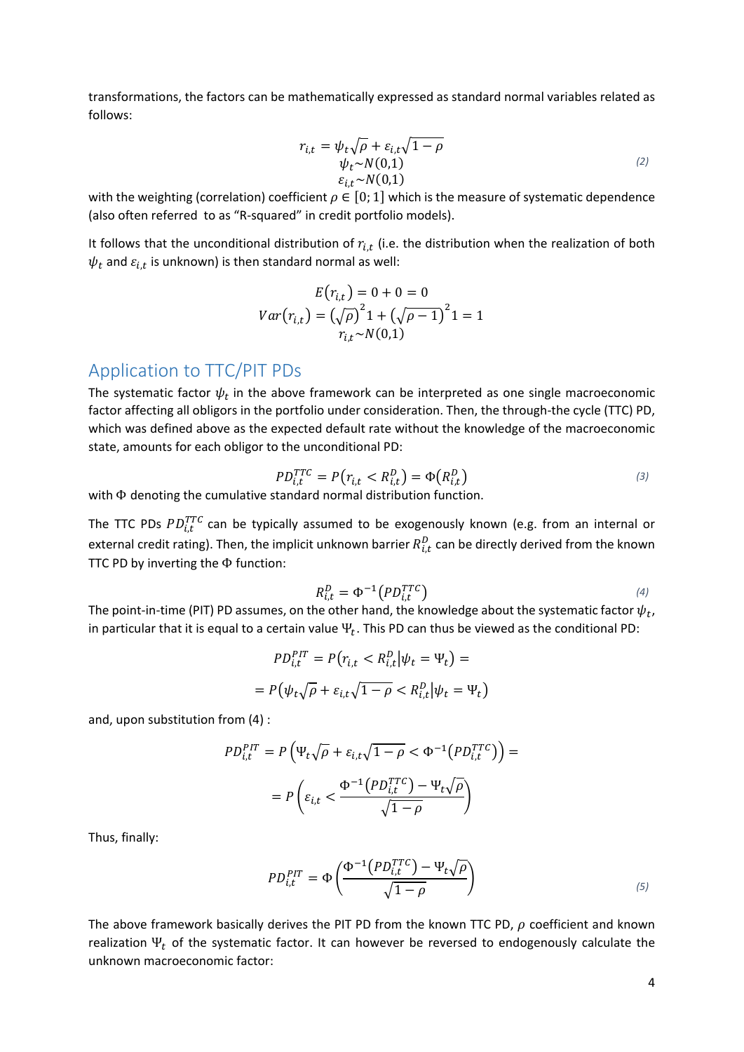transformations, the factors can be mathematically expressed as standard normal variables related as follows:

$$
\begin{gathered}
r_{i,t} = \psi_t\sqrt{\rho} + \varepsilon_{i,t}\sqrt{1-\rho} \\
\psi_t \sim N(0,1) \\
\varepsilon_{i,t} \sim N(0,1)
\end{gathered}
\tag{2}
$$

with the weighting (correlation) coefficient $\rho \in [0;1]$ which is the measure of systematic dependence (also often referred to as "R-squared" in credit portfolio models).

It follows that the unconditional distribution of $r_{i,t}$ (i.e. the distribution when the realization of both $\psi_t$ and $\varepsilon_{i,t}$ is unknown) is then standard normal as well:

$$
\begin{gathered}
E(r_{i,t}) = 0 + 0 = 0 \\
Var(r_{i,t}) = (\sqrt{\rho})^2 1 + (\sqrt{\rho - 1})^2 1 = 1 \\
r_{i,t} \sim N(0,1)
\end{gathered}
$$

## Application to TTC/PIT PDs

The systematic factor $\psi_t$ in the above framework can be interpreted as one single macroeconomic factor affecting all obligors in the portfolio under consideration. Then, the through-the cycle (TTC) PD, which was defined above as the expected default rate without the knowledge of the macroeconomic state, amounts for each obligor to the unconditional PD:

$$
PD_{i,t}^{TTC} = P(r_{i,t} < R_{i,t}^D) = \Phi(R_{i,t}^D) \tag{3}
$$

with $\Phi$ denoting the cumulative standard normal distribution function.

The TTC PDs $PD_{i,t}^{TTC}$ can be typically assumed to be exogenously known (e.g. from an internal or external credit rating). Then, the implicit unknown barrier $R_{i,t}^D$ can be directly derived from the known TTC PD by inverting the $\Phi$ function:

$$
R_{i,t}^D = \Phi^{-1}(PD_{i,t}^{TTC}) \tag{4}
$$

The point-in-time (PIT) PD assumes, on the other hand, the knowledge about the systematic factor $\psi_t$, in particular that it is equal to a certain value $\Psi_t$. This PD can thus be viewed as the conditional PD:

$$
\begin{aligned}
PD_{i,t}^{PIT} &= P(r_{i,t} < R_{i,t}^D | \psi_t = \Psi_t) = \\
&= P(\psi_t\sqrt{\rho} + \varepsilon_{i,t}\sqrt{1-\rho} < R_{i,t}^D | \psi_t = \Psi_t)
\end{aligned}
$$

and, upon substitution from (4) :

$$
\begin{aligned}
PD_{i,t}^{PIT} &= P\left(\Psi_t\sqrt{\rho} + \varepsilon_{i,t}\sqrt{1-\rho} < \Phi^{-1}(PD_{i,t}^{TTC})\right) = \\
&= P\left(\varepsilon_{i,t} < \frac{\Phi^{-1}(PD_{i,t}^{TTC}) - \Psi_t\sqrt{\rho}}{\sqrt{1-\rho}}\right)
\end{aligned}
$$

Thus, finally:

$$
PD_{i,t}^{PIT} = \Phi\left(\frac{\Phi^{-1}(PD_{i,t}^{TTC}) - \Psi_t\sqrt{\rho}}{\sqrt{1-\rho}}\right) \tag{5}
$$

The above framework basically derives the PIT PD from the known TTC PD, $\rho$ coefficient and known realization $\Psi_t$ of the systematic factor. It can however be reversed to endogenously calculate the unknown macroeconomic factor: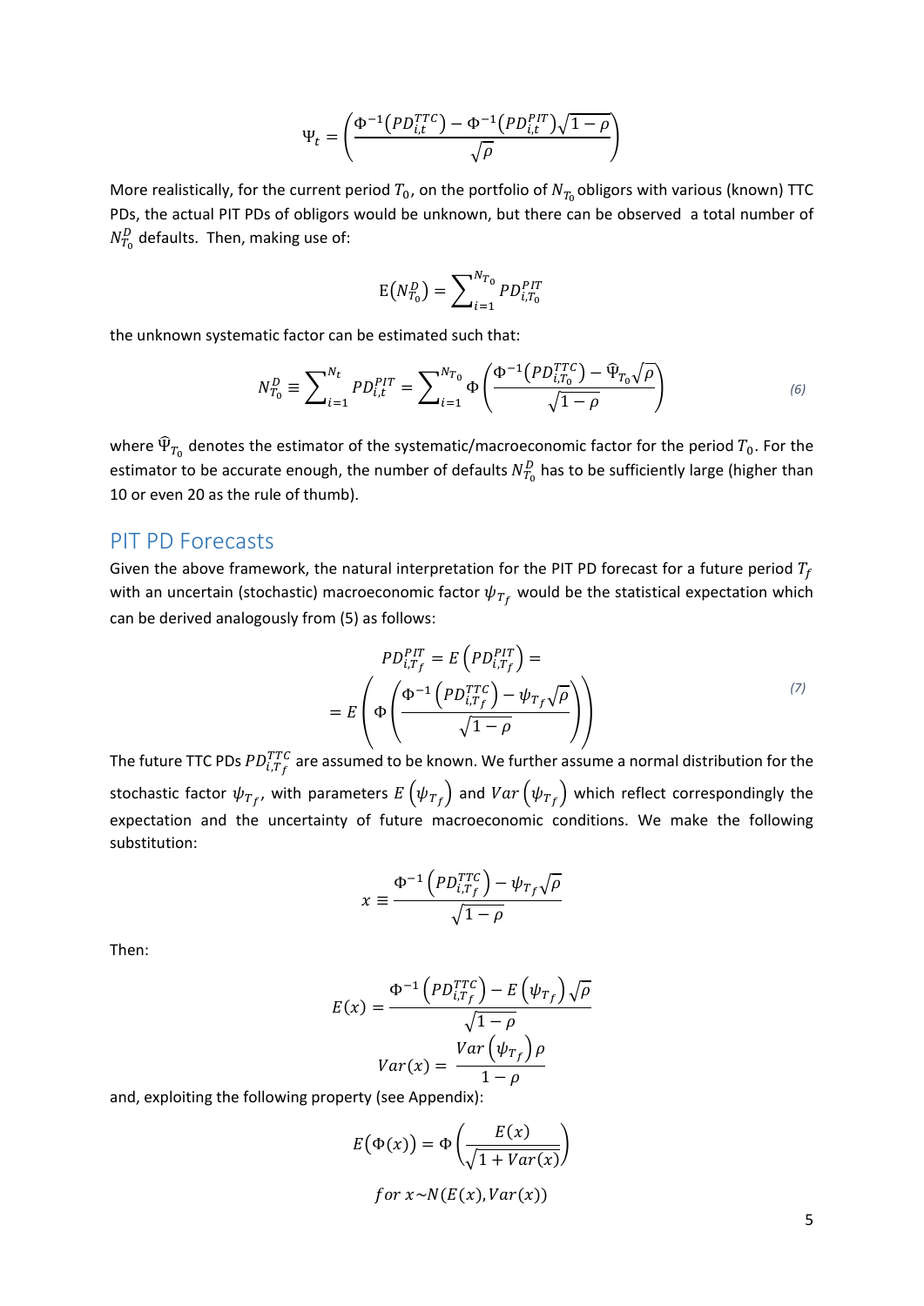$$\Psi_t = \left( \frac{\Phi^{-1}\left(PD_{i,t}^{TTC}\right) - \Phi^{-1}\left(PD_{i,t}^{PIT}\right)\sqrt{1-\rho}}{\sqrt{\rho}} \right)$$

More realistically, for the current period $T_0$, on the portfolio of $N_{T_0}$ obligors with various (known) TTC PDs, the actual PIT PDs of obligors would be unknown, but there can be observed a total number of $N_{T_0}^D$ defaults. Then, making use of:

$$\mathrm{E}\left(N_{T_0}^D\right) = \sum_{i=1}^{N_{T_0}} PD_{i,T_0}^{PIT}$$

the unknown systematic factor can be estimated such that:

$$N_{T_0}^D \equiv \sum_{i=1}^{N_t} PD_{i,t}^{PIT} = \sum_{i=1}^{N_{T_0}} \Phi\left( \frac{\Phi^{-1}\left(PD_{i,T_0}^{TTC}\right) - \widehat{\Psi}_{T_0}\sqrt{\rho}}{\sqrt{1-\rho}} \right) \tag{6}$$

where $\widehat{\Psi}_{T_0}$ denotes the estimator of the systematic/macroeconomic factor for the period $T_0$. For the estimator to be accurate enough, the number of defaults $N_{T_0}^D$ has to be sufficiently large (higher than 10 or even 20 as the rule of thumb).

## PIT PD Forecasts

Given the above framework, the natural interpretation for the PIT PD forecast for a future period $T_f$ with an uncertain (stochastic) macroeconomic factor $\psi_{T_f}$ would be the statistical expectation which can be derived analogously from (5) as follows:

$$PD_{i,T_f}^{PIT} = E\left(PD_{i,T_f}^{PIT}\right) = \\ = E\left( \Phi\left( \frac{\Phi^{-1}\left(PD_{i,T_f}^{TTC}\right) - \psi_{T_f}\sqrt{\rho}}{\sqrt{1-\rho}} \right) \right) \tag{7}$$

The future TTC PDs $PD_{i,T_f}^{TTC}$ are assumed to be known. We further assume a normal distribution for the stochastic factor $\psi_{T_f}$, with parameters $E\left(\psi_{T_f}\right)$ and $Var\left(\psi_{T_f}\right)$ which reflect correspondingly the expectation and the uncertainty of future macroeconomic conditions. We make the following substitution:

$$x \equiv \frac{\Phi^{-1}\left(PD_{i,T_f}^{TTC}\right) - \psi_{T_f}\sqrt{\rho}}{\sqrt{1-\rho}}$$

Then:

$$E(x) = \frac{\Phi^{-1}\left(PD_{i,T_f}^{TTC}\right) - E\left(\psi_{T_f}\right)\sqrt{\rho}}{\sqrt{1-\rho}}$$

$$Var(x) = \frac{Var\left(\psi_{T_f}\right)\rho}{1-\rho}$$

and, exploiting the following property (see Appendix):

$$E\left(\Phi(x)\right) = \Phi\left(\frac{E(x)}{\sqrt{1+Var(x)}}\right)$$

$$for\ x \sim N(E(x), Var(x))$$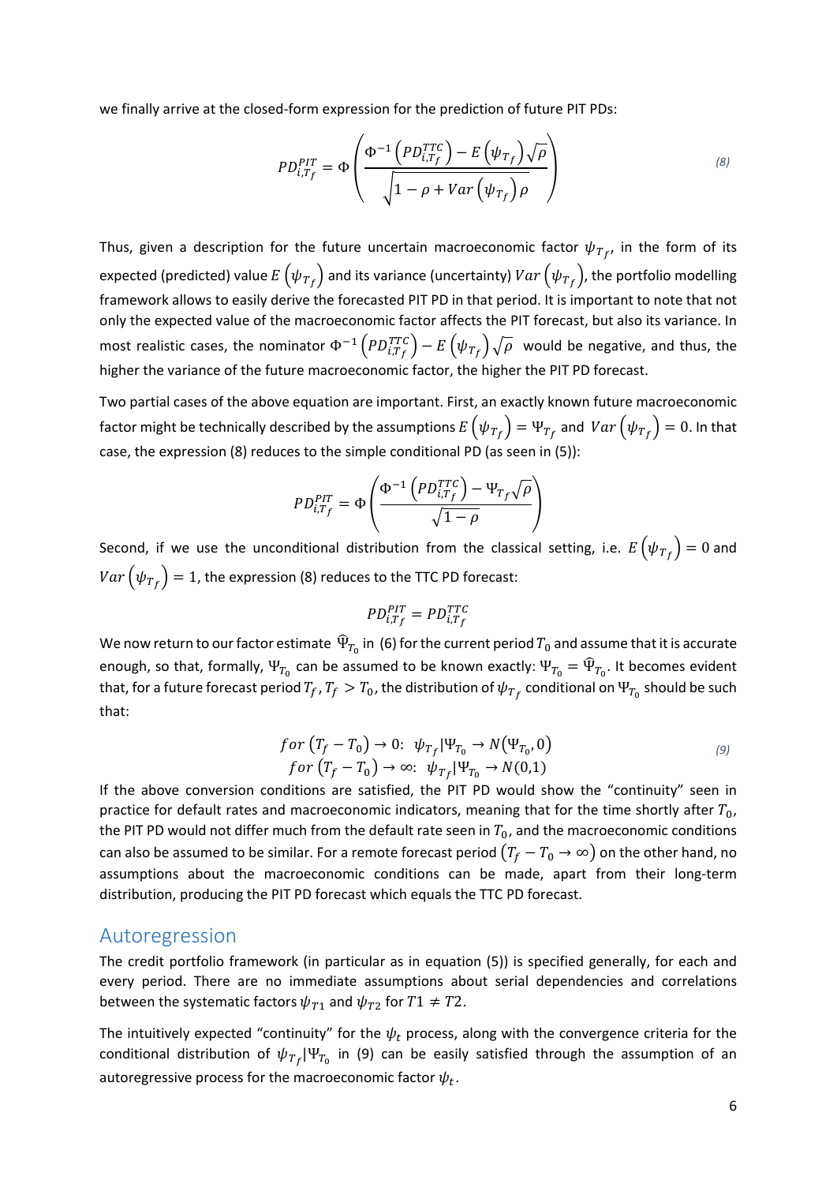we finally arrive at the closed-form expression for the prediction of future PIT PDs:

$$PD_{i,T_f}^{PIT} = \Phi\left(\frac{\Phi^{-1}\left(PD_{i,T_f}^{TTC}\right) - E\left(\psi_{T_f}\right)\sqrt{\rho}}{\sqrt{1-\rho+Var\left(\psi_{T_f}\right)\rho}}\right) \tag{8}$$

Thus, given a description for the future uncertain macroeconomic factor $\psi_{T_f}$, in the form of its expected (predicted) value $E\left(\psi_{T_f}\right)$ and its variance (uncertainty) $Var\left(\psi_{T_f}\right)$, the portfolio modelling framework allows to easily derive the forecasted PIT PD in that period. It is important to note that not only the expected value of the macroeconomic factor affects the PIT forecast, but also its variance. In most realistic cases, the nominator $\Phi^{-1}\left(PD_{i,T_f}^{TTC}\right) - E\left(\psi_{T_f}\right)\sqrt{\rho}$ would be negative, and thus, the higher the variance of the future macroeconomic factor, the higher the PIT PD forecast.

Two partial cases of the above equation are important. First, an exactly known future macroeconomic factor might be technically described by the assumptions $E\left(\psi_{T_f}\right) = \Psi_{T_f}$ and $Var\left(\psi_{T_f}\right) = 0$. In that case, the expression (8) reduces to the simple conditional PD (as seen in (5)):

$$PD_{i,T_f}^{PIT} = \Phi\left(\frac{\Phi^{-1}\left(PD_{i,T_f}^{TTC}\right) - \Psi_{T_f}\sqrt{\rho}}{\sqrt{1-\rho}}\right)$$

Second, if we use the unconditional distribution from the classical setting, i.e. $E\left(\psi_{T_f}\right) = 0$ and $Var\left(\psi_{T_f}\right) = 1$, the expression (8) reduces to the TTC PD forecast:

$$PD_{i,T_f}^{PIT} = PD_{i,T_f}^{TTC}$$

We now return to our factor estimate $\widehat{\Psi}_{T_0}$ in (6) for the current period $T_0$ and assume that it is accurate enough, so that, formally, $\Psi_{T_0}$ can be assumed to be known exactly: $\Psi_{T_0} = \widehat{\Psi}_{T_0}$. It becomes evident that, for a future forecast period $T_f$, $T_f > T_0$, the distribution of $\psi_{T_f}$ conditional on $\Psi_{T_0}$ should be such that:

$$\begin{aligned} for\ \left(T_f - T_0\right) \to 0:&\ \ \psi_{T_f}|\Psi_{T_0} \to N\left(\Psi_{T_0}, 0\right) \\ for\ \left(T_f - T_0\right) \to \infty:&\ \ \psi_{T_f}|\Psi_{T_0} \to N(0,1) \end{aligned} \tag{9}$$

If the above conversion conditions are satisfied, the PIT PD would show the "continuity" seen in practice for default rates and macroeconomic indicators, meaning that for the time shortly after $T_0$, the PIT PD would not differ much from the default rate seen in $T_0$, and the macroeconomic conditions can also be assumed to be similar. For a remote forecast period $\left(T_f - T_0 \to \infty\right)$ on the other hand, no assumptions about the macroeconomic conditions can be made, apart from their long-term distribution, producing the PIT PD forecast which equals the TTC PD forecast.

## Autoregression

The credit portfolio framework (in particular as in equation (5)) is specified generally, for each and every period. There are no immediate assumptions about serial dependencies and correlations between the systematic factors $\psi_{T1}$ and $\psi_{T2}$ for $T1 \neq T2$.

The intuitively expected "continuity" for the $\psi_t$ process, along with the convergence criteria for the conditional distribution of $\psi_{T_f}|\Psi_{T_0}$ in (9) can be easily satisfied through the assumption of an autoregressive process for the macroeconomic factor $\psi_t$.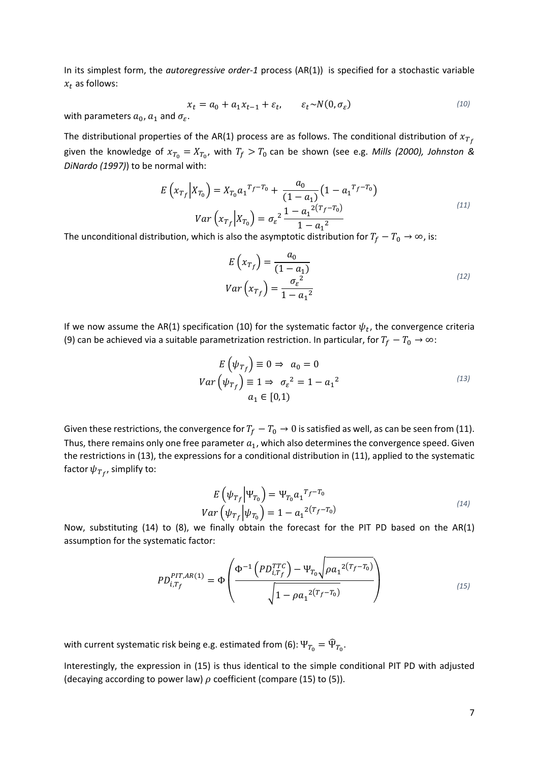In its simplest form, the *autoregressive order-1* process (AR(1)) is specified for a stochastic variable $x_t$ as follows:

$$x_t = a_0 + a_1 x_{t-1} + \varepsilon_t, \qquad \varepsilon_t \sim N(0, \sigma_\varepsilon) \tag{10}$$

with parameters $a_0$, $a_1$ and $\sigma_\varepsilon$.

The distributional properties of the AR(1) process are as follows. The conditional distribution of $x_{T_f}$ given the knowledge of $x_{T_0} = X_{T_0}$, with $T_f > T_0$ can be shown (see e.g. *Mills (2000), Johnston & DiNardo (1997)*) to be normal with:

$$\begin{aligned} E\left(x_{T_f}\middle|X_{T_0}\right) &= X_{T_0} {a_1}^{T_f - T_0} + \frac{a_0}{(1-a_1)}\left(1 - {a_1}^{T_f - T_0}\right) \\ Var\left(x_{T_f}\middle|X_{T_0}\right) &= {\sigma_\varepsilon}^2 \frac{1 - {a_1}^{2(T_f - T_0)}}{1 - {a_1}^2} \end{aligned} \tag{11}$$

The unconditional distribution, which is also the asymptotic distribution for $T_f - T_0 \to \infty$, is:

$$\begin{aligned} E\left(x_{T_f}\right) &= \frac{a_0}{(1-a_1)} \\ Var\left(x_{T_f}\right) &= \frac{{\sigma_\varepsilon}^2}{1 - {a_1}^2} \end{aligned} \tag{12}$$

If we now assume the AR(1) specification (10) for the systematic factor $\psi_t$, the convergence criteria (9) can be achieved via a suitable parametrization restriction. In particular, for $T_f - T_0 \to \infty$:

$$\begin{aligned} E\left(\psi_{T_f}\right) \equiv 0 &\Rightarrow \ a_0 = 0 \\ Var\left(\psi_{T_f}\right) \equiv 1 &\Rightarrow \ {\sigma_\varepsilon}^2 = 1 - {a_1}^2 \\ a_1 &\in [0,1) \end{aligned} \tag{13}$$

Given these restrictions, the convergence for $T_f - T_0 \to 0$ is satisfied as well, as can be seen from (11). Thus, there remains only one free parameter $a_1$, which also determines the convergence speed. Given the restrictions in (13), the expressions for a conditional distribution in (11), applied to the systematic factor $\psi_{T_f}$, simplify to:

$$\begin{aligned} E\left(\psi_{T_f}\middle|\Psi_{T_0}\right) &= \Psi_{T_0} {a_1}^{T_f - T_0} \\ Var\left(\psi_{T_f}\middle|\psi_{T_0}\right) &= 1 - {a_1}^{2(T_f - T_0)} \end{aligned} \tag{14}$$

Now, substituting (14) to (8), we finally obtain the forecast for the PIT PD based on the AR(1) assumption for the systematic factor:

$$PD_{i,T_f}^{PIT,AR(1)} = \Phi\left(\frac{\Phi^{-1}\left(PD_{i,T_f}^{TTC}\right) - \Psi_{T_0}\sqrt{\rho {a_1}^{2(T_f - T_0)}}}{\sqrt{1 - \rho {a_1}^{2(T_f - T_0)}}}\right) \tag{15}$$

with current systematic risk being e.g. estimated from (6): $\Psi_{T_0} = \widehat{\Psi}_{T_0}$.

Interestingly, the expression in (15) is thus identical to the simple conditional PIT PD with adjusted (decaying according to power law) $\rho$ coefficient (compare (15) to (5)).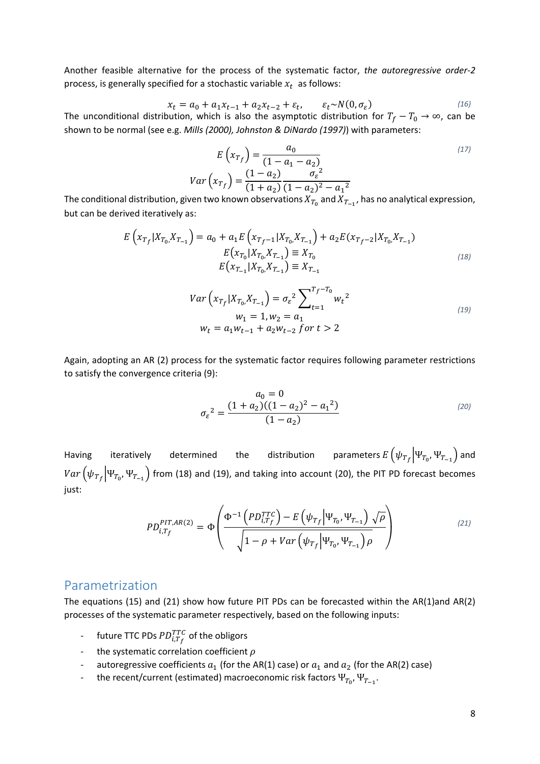Another feasible alternative for the process of the systematic factor, *the autoregressive order-2* process, is generally specified for a stochastic variable $x_t$ as follows:

$$x_t = a_0 + a_1 x_{t-1} + a_2 x_{t-2} + \varepsilon_t, \qquad \varepsilon_t \sim N(0, \sigma_\varepsilon) \tag{16}$$

The unconditional distribution, which is also the asymptotic distribution for $T_f - T_0 \to \infty$, can be shown to be normal (see e.g. *Mills (2000), Johnston & DiNardo (1997)*) with parameters:

$$E\left(x_{T_f}\right) = \frac{a_0}{(1 - a_1 - a_2)}$$
$$Var\left(x_{T_f}\right) = \frac{(1 - a_2)}{(1 + a_2)} \frac{\sigma_\varepsilon^2}{(1 - a_2)^2 - a_1^2} \tag{17}$$

The conditional distribution, given two known observations $X_{T_0}$ and $X_{T_{-1}}$, has no analytical expression, but can be derived iteratively as:

$$E\left(x_{T_f} | X_{T_0,} X_{T_{-1}}\right) = a_0 + a_1 E\left(x_{T_f - 1} | X_{T_0,} X_{T_{-1}}\right) + a_2 E(x_{T_f - 2} | X_{T_0,} X_{T_{-1}})$$
$$E\left(x_{T_0} | X_{T_0,} X_{T_{-1}}\right) \equiv X_{T_0}$$
$$E\left(x_{T_{-1}} | X_{T_0,} X_{T_{-1}}\right) \equiv X_{T_{-1}} \tag{18}$$

$$Var\left(x_{T_f} | X_{T_0,} X_{T_{-1}}\right) = \sigma_\varepsilon^2 \sum_{t=1}^{T_f - T_0} w_t^2$$
$$w_1 = 1, w_2 = a_1$$
$$w_t = a_1 w_{t-1} + a_2 w_{t-2} \; for \; t > 2 \tag{19}$$

Again, adopting an AR (2) process for the systematic factor requires following parameter restrictions to satisfy the convergence criteria (9):

$$a_0 = 0$$
$$\sigma_\varepsilon^2 = \frac{(1 + a_2)((1 - a_2)^2 - a_1^2)}{(1 - a_2)} \tag{20}$$

Having iteratively determined the distribution parameters $E\left(\psi_{T_f} \middle| \Psi_{T_0}, \Psi_{T_{-1}}\right)$ and $Var\left(\psi_{T_f} \middle| \Psi_{T_0}, \Psi_{T_{-1}}\right)$ from (18) and (19), and taking into account (20), the PIT PD forecast becomes just:

$$PD_{i,T_f}^{PIT,AR(2)} = \Phi\left(\frac{\Phi^{-1}\left(PD_{i,T_f}^{TTC}\right) - E\left(\psi_{T_f} \middle| \Psi_{T_0}, \Psi_{T_{-1}}\right)\sqrt{\rho}}{\sqrt{1 - \rho + Var\left(\psi_{T_f} \middle| \Psi_{T_0}, \Psi_{T_{-1}}\right)\rho}}\right) \tag{21}$$

## Parametrization

The equations (15) and (21) show how future PIT PDs can be forecasted within the AR(1)and AR(2) processes of the systematic parameter respectively, based on the following inputs:

- future TTC PDs $PD_{i,T_f}^{TTC}$ of the obligors
- the systematic correlation coefficient $\rho$
- autoregressive coefficients $a_1$ (for the AR(1) case) or $a_1$ and $a_2$ (for the AR(2) case)
- the recent/current (estimated) macroeconomic risk factors $\Psi_{T_0}, \Psi_{T_{-1}}$.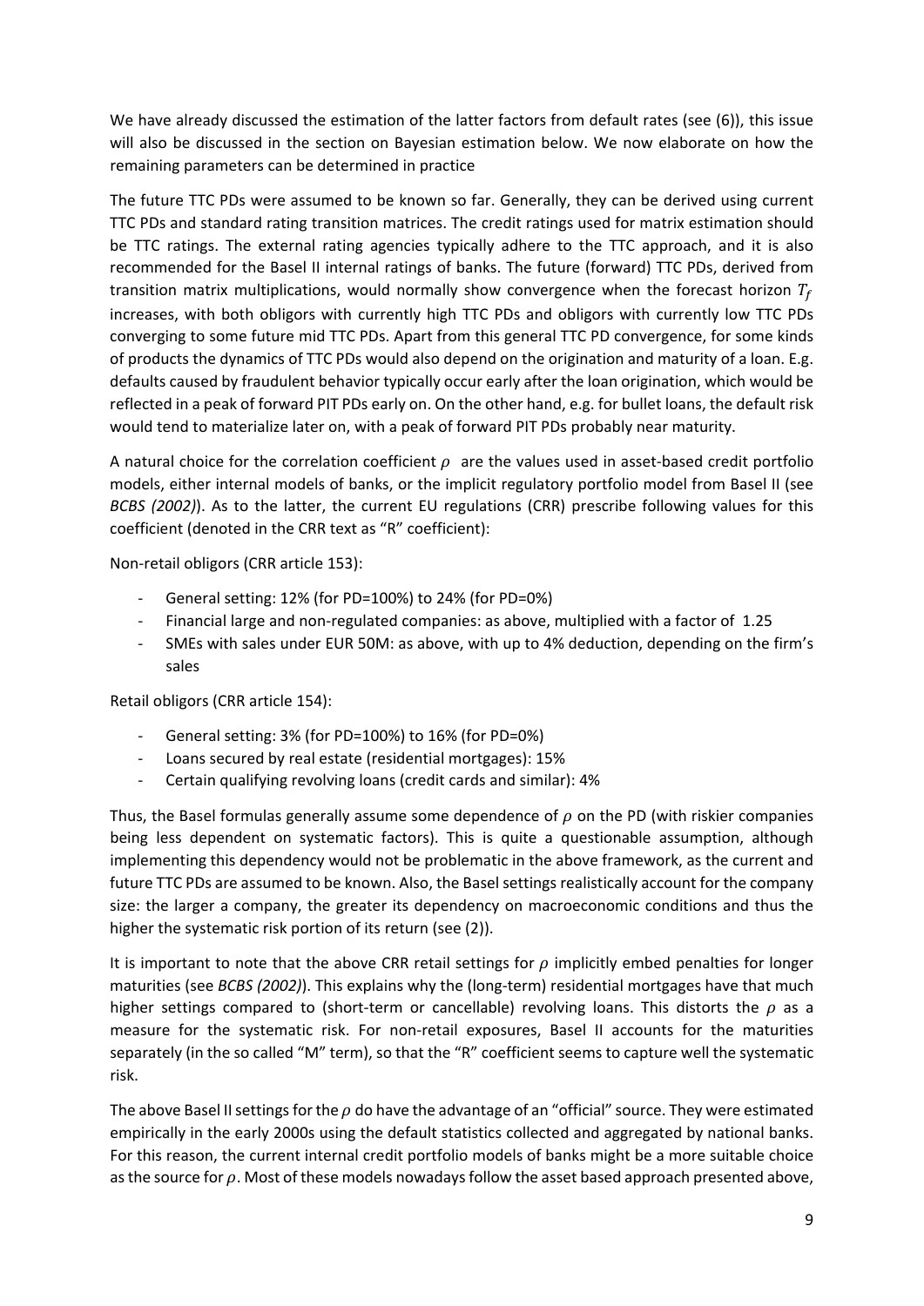We have already discussed the estimation of the latter factors from default rates (see (6)), this issue will also be discussed in the section on Bayesian estimation below. We now elaborate on how the remaining parameters can be determined in practice

The future TTC PDs were assumed to be known so far. Generally, they can be derived using current TTC PDs and standard rating transition matrices. The credit ratings used for matrix estimation should be TTC ratings. The external rating agencies typically adhere to the TTC approach, and it is also recommended for the Basel II internal ratings of banks. The future (forward) TTC PDs, derived from transition matrix multiplications, would normally show convergence when the forecast horizon $T_f$ increases, with both obligors with currently high TTC PDs and obligors with currently low TTC PDs converging to some future mid TTC PDs. Apart from this general TTC PD convergence, for some kinds of products the dynamics of TTC PDs would also depend on the origination and maturity of a loan. E.g. defaults caused by fraudulent behavior typically occur early after the loan origination, which would be reflected in a peak of forward PIT PDs early on. On the other hand, e.g. for bullet loans, the default risk would tend to materialize later on, with a peak of forward PIT PDs probably near maturity.

A natural choice for the correlation coefficient $\rho$ are the values used in asset-based credit portfolio models, either internal models of banks, or the implicit regulatory portfolio model from Basel II (see *BCBS (2002)*). As to the latter, the current EU regulations (CRR) prescribe following values for this coefficient (denoted in the CRR text as "R" coefficient):

Non-retail obligors (CRR article 153):

- General setting: 12% (for PD=100%) to 24% (for PD=0%)
- Financial large and non-regulated companies: as above, multiplied with a factor of 1.25
- SMEs with sales under EUR 50M: as above, with up to 4% deduction, depending on the firm's sales

Retail obligors (CRR article 154):

- General setting: 3% (for PD=100%) to 16% (for PD=0%)
- Loans secured by real estate (residential mortgages): 15%
- Certain qualifying revolving loans (credit cards and similar): 4%

Thus, the Basel formulas generally assume some dependence of $\rho$ on the PD (with riskier companies being less dependent on systematic factors). This is quite a questionable assumption, although implementing this dependency would not be problematic in the above framework, as the current and future TTC PDs are assumed to be known. Also, the Basel settings realistically account for the company size: the larger a company, the greater its dependency on macroeconomic conditions and thus the higher the systematic risk portion of its return (see (2)).

It is important to note that the above CRR retail settings for $\rho$ implicitly embed penalties for longer maturities (see *BCBS (2002)*). This explains why the (long-term) residential mortgages have that much higher settings compared to (short-term or cancellable) revolving loans. This distorts the $\rho$ as a measure for the systematic risk. For non-retail exposures, Basel II accounts for the maturities separately (in the so called "M" term), so that the "R" coefficient seems to capture well the systematic risk.

The above Basel II settings for the $\rho$ do have the advantage of an "official" source. They were estimated empirically in the early 2000s using the default statistics collected and aggregated by national banks. For this reason, the current internal credit portfolio models of banks might be a more suitable choice as the source for $\rho$. Most of these models nowadays follow the asset based approach presented above,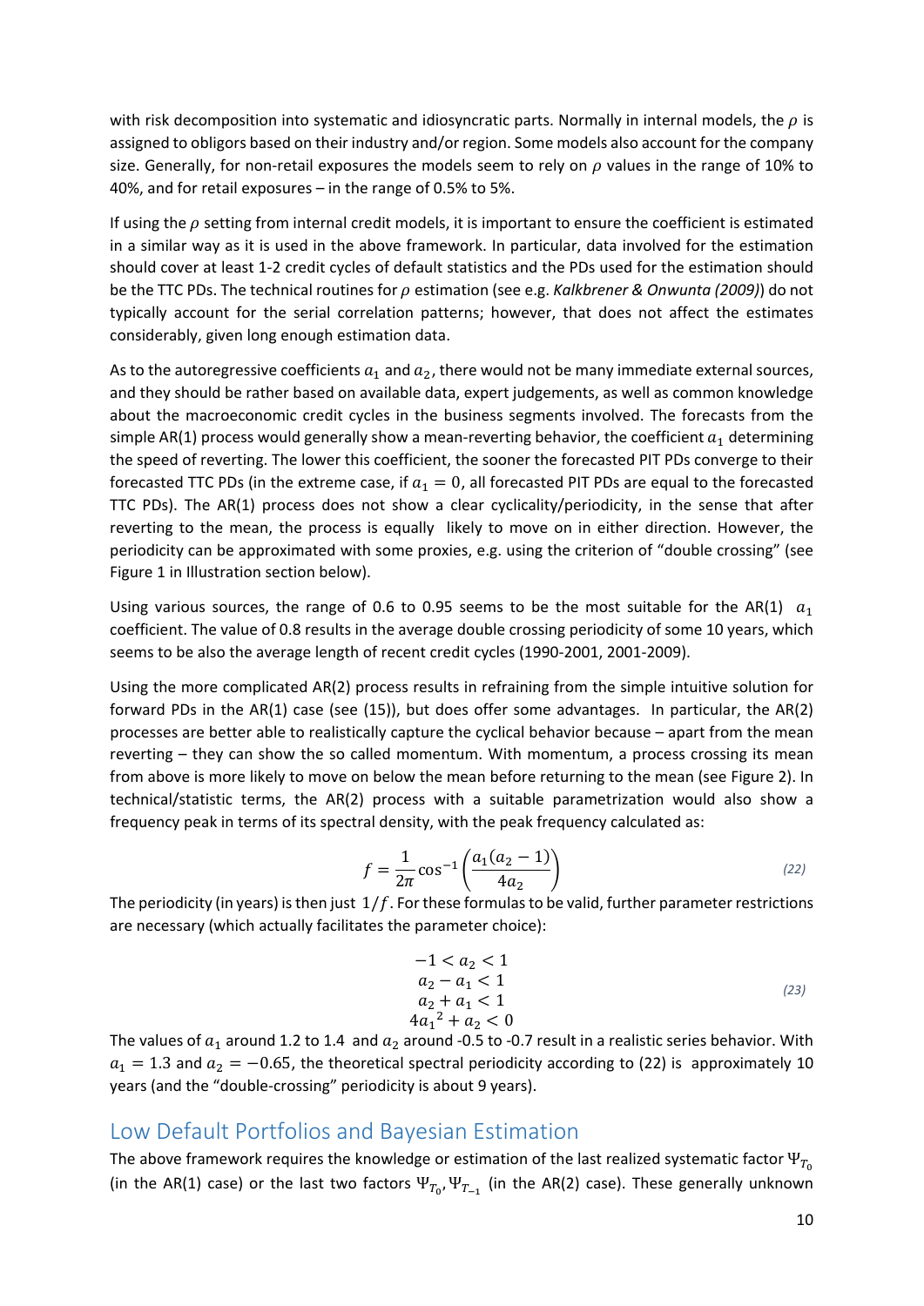with risk decomposition into systematic and idiosyncratic parts. Normally in internal models, the $\rho$ is assigned to obligors based on their industry and/or region. Some models also account for the company size. Generally, for non-retail exposures the models seem to rely on $\rho$ values in the range of 10% to 40%, and for retail exposures – in the range of 0.5% to 5%.

If using the $\rho$ setting from internal credit models, it is important to ensure the coefficient is estimated in a similar way as it is used in the above framework. In particular, data involved for the estimation should cover at least 1-2 credit cycles of default statistics and the PDs used for the estimation should be the TTC PDs. The technical routines for $\rho$ estimation (see e.g. *Kalkbrener & Onwunta (2009)*) do not typically account for the serial correlation patterns; however, that does not affect the estimates considerably, given long enough estimation data.

As to the autoregressive coefficients $a_1$ and $a_2$, there would not be many immediate external sources, and they should be rather based on available data, expert judgements, as well as common knowledge about the macroeconomic credit cycles in the business segments involved. The forecasts from the simple AR(1) process would generally show a mean-reverting behavior, the coefficient $a_1$ determining the speed of reverting. The lower this coefficient, the sooner the forecasted PIT PDs converge to their forecasted TTC PDs (in the extreme case, if $a_1 = 0$, all forecasted PIT PDs are equal to the forecasted TTC PDs). The AR(1) process does not show a clear cyclicality/periodicity, in the sense that after reverting to the mean, the process is equally likely to move on in either direction. However, the periodicity can be approximated with some proxies, e.g. using the criterion of "double crossing" (see Figure 1 in Illustration section below).

Using various sources, the range of 0.6 to 0.95 seems to be the most suitable for the AR(1) $a_1$ coefficient. The value of 0.8 results in the average double crossing periodicity of some 10 years, which seems to be also the average length of recent credit cycles (1990-2001, 2001-2009).

Using the more complicated AR(2) process results in refraining from the simple intuitive solution for forward PDs in the AR(1) case (see (15)), but does offer some advantages. In particular, the AR(2) processes are better able to realistically capture the cyclical behavior because – apart from the mean reverting – they can show the so called momentum. With momentum, a process crossing its mean from above is more likely to move on below the mean before returning to the mean (see Figure 2). In technical/statistic terms, the AR(2) process with a suitable parametrization would also show a frequency peak in terms of its spectral density, with the peak frequency calculated as:

$$f = \frac{1}{2\pi}\cos^{-1}\left(\frac{a_1(a_2 - 1)}{4a_2}\right) \tag{22}$$

The periodicity (in years) is then just $1/f$. For these formulas to be valid, further parameter restrictions are necessary (which actually facilitates the parameter choice):

$$\begin{gathered} -1 < a_2 < 1 \\ a_2 - a_1 < 1 \\ a_2 + a_1 < 1 \\ 4{a_1}^2 + a_2 < 0 \end{gathered} \tag{23}$$

The values of $a_1$ around 1.2 to 1.4 and $a_2$ around -0.5 to -0.7 result in a realistic series behavior. With $a_1 = 1.3$ and $a_2 = -0.65$, the theoretical spectral periodicity according to (22) is approximately 10 years (and the "double-crossing" periodicity is about 9 years).

## Low Default Portfolios and Bayesian Estimation

The above framework requires the knowledge or estimation of the last realized systematic factor $\Psi_{T_0}$ (in the AR(1) case) or the last two factors $\Psi_{T_0}, \Psi_{T_{-1}}$ (in the AR(2) case). These generally unknown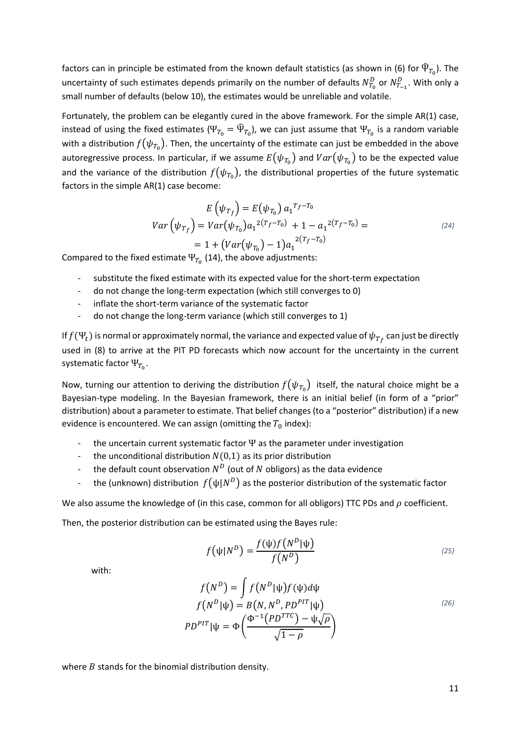factors can in principle be estimated from the known default statistics (as shown in (6) for $\widehat{\Psi}_{T_0}$). The uncertainty of such estimates depends primarily on the number of defaults $N^D_{T_0}$ or $N^D_{T_{-1}}$. With only a small number of defaults (below 10), the estimates would be unreliable and volatile.

Fortunately, the problem can be elegantly cured in the above framework. For the simple AR(1) case, instead of using the fixed estimates ($\Psi_{T_0} = \widehat{\Psi}_{T_0}$), we can just assume that $\Psi_{T_0}$ is a random variable with a distribution $f(\psi_{T_0})$. Then, the uncertainty of the estimate can just be embedded in the above autoregressive process. In particular, if we assume $E(\psi_{T_0})$ and $Var(\psi_{T_0})$ to be the expected value and the variance of the distribution $f(\psi_{T_0})$, the distributional properties of the future systematic factors in the simple AR(1) case become:

$$
\begin{aligned}
E\left(\psi_{T_f}\right) &= E(\psi_{T_0})\, a_1{}^{T_f - T_0} \\
Var\left(\psi_{T_f}\right) &= Var(\psi_{T_0}) a_1{}^{2(T_f - T_0)} + 1 - a_1{}^{2(T_f - T_0)} = \\
&= 1 + \left(Var(\psi_{T_0}) - 1\right) a_1{}^{2(T_f - T_0)}
\end{aligned}
\tag{24}
$$

Compared to the fixed estimate $\Psi_{T_0}$ (14), the above adjustments:

- substitute the fixed estimate with its expected value for the short-term expectation
- do not change the long-term expectation (which still converges to 0)
- inflate the short-term variance of the systematic factor
- do not change the long-term variance (which still converges to 1)

If $f(\Psi_t)$ is normal or approximately normal, the variance and expected value of $\psi_{T_f}$ can just be directly used in (8) to arrive at the PIT PD forecasts which now account for the uncertainty in the current systematic factor $\Psi_{T_0}$.

Now, turning our attention to deriving the distribution $f(\psi_{T_0})$ itself, the natural choice might be a Bayesian-type modeling. In the Bayesian framework, there is an initial belief (in form of a "prior" distribution) about a parameter to estimate. That belief changes (to a "posterior" distribution) if a new evidence is encountered. We can assign (omitting the $T_0$ index):

- the uncertain current systematic factor $\Psi$ as the parameter under investigation
- the unconditional distribution $N(0,1)$ as its prior distribution
- the default count observation $N^D$ (out of $N$ obligors) as the data evidence
- the (unknown) distribution $f(\psi|N^D)$ as the posterior distribution of the systematic factor

We also assume the knowledge of (in this case, common for all obligors) TTC PDs and $\rho$ coefficient.

Then, the posterior distribution can be estimated using the Bayes rule:

$$
f(\psi|N^D) = \frac{f(\psi) f(N^D|\psi)}{f(N^D)}
\tag{25}
$$

with:

$$
\begin{aligned}
f(N^D) &= \int f(N^D|\psi) f(\psi) d\psi \\
f(N^D|\psi) &= B(N, N^D, PD^{PIT}|\psi) \\
PD^{PIT}|\psi &= \Phi\left(\frac{\Phi^{-1}(PD^{TTC}) - \psi\sqrt{\rho}}{\sqrt{1-\rho}}\right)
\end{aligned}
\tag{26}
$$

where $B$ stands for the binomial distribution density.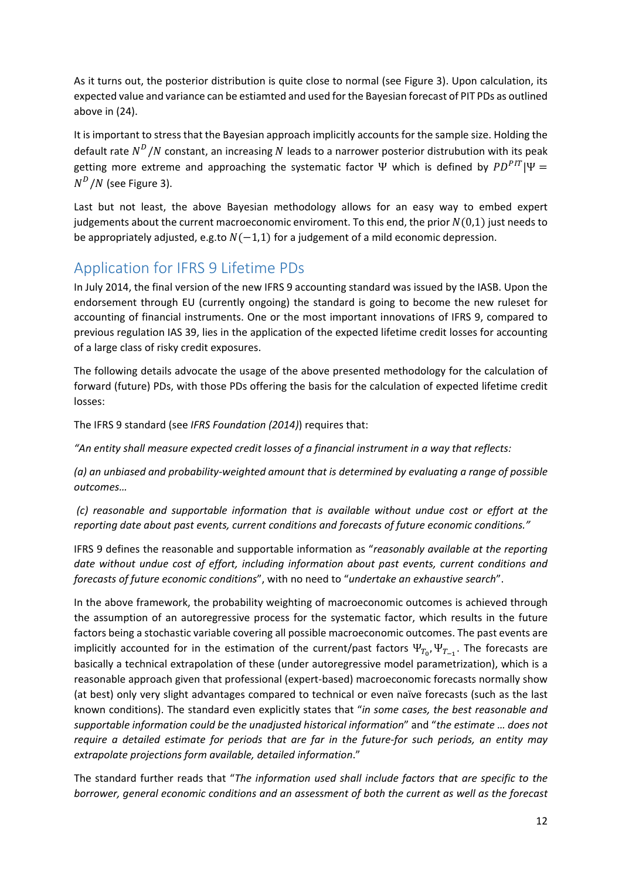As it turns out, the posterior distribution is quite close to normal (see Figure 3). Upon calculation, its expected value and variance can be estiamted and used for the Bayesian forecast of PIT PDs as outlined above in (24).

It is important to stress that the Bayesian approach implicitly accounts for the sample size. Holding the default rate $N^D/N$ constant, an increasing $N$ leads to a narrower posterior distrubution with its peak getting more extreme and approaching the systematic factor $\Psi$ which is defined by $PD^{PIT}|\Psi = N^D/N$ (see Figure 3).

Last but not least, the above Bayesian methodology allows for an easy way to embed expert judgements about the current macroeconomic enviroment. To this end, the prior $N(0,1)$ just needs to be appropriately adjusted, e.g.to $N(-1,1)$ for a judgement of a mild economic depression.

## Application for IFRS 9 Lifetime PDs

In July 2014, the final version of the new IFRS 9 accounting standard was issued by the IASB. Upon the endorsement through EU (currently ongoing) the standard is going to become the new ruleset for accounting of financial instruments. One or the most important innovations of IFRS 9, compared to previous regulation IAS 39, lies in the application of the expected lifetime credit losses for accounting of a large class of risky credit exposures.

The following details advocate the usage of the above presented methodology for the calculation of forward (future) PDs, with those PDs offering the basis for the calculation of expected lifetime credit losses:

The IFRS 9 standard (see *IFRS Foundation (2014)*) requires that:

*"An entity shall measure expected credit losses of a financial instrument in a way that reflects:*

*(a) an unbiased and probability-weighted amount that is determined by evaluating a range of possible outcomes…*

*(c) reasonable and supportable information that is available without undue cost or effort at the reporting date about past events, current conditions and forecasts of future economic conditions."*

IFRS 9 defines the reasonable and supportable information as "*reasonably available at the reporting date without undue cost of effort, including information about past events, current conditions and forecasts of future economic conditions*", with no need to "*undertake an exhaustive search*".

In the above framework, the probability weighting of macroeconomic outcomes is achieved through the assumption of an autoregressive process for the systematic factor, which results in the future factors being a stochastic variable covering all possible macroeconomic outcomes. The past events are implicitly accounted for in the estimation of the current/past factors $\Psi_{T_0}, \Psi_{T_{-1}}$. The forecasts are basically a technical extrapolation of these (under autoregressive model parametrization), which is a reasonable approach given that professional (expert-based) macroeconomic forecasts normally show (at best) only very slight advantages compared to technical or even naïve forecasts (such as the last known conditions). The standard even explicitly states that "*in some cases, the best reasonable and supportable information could be the unadjusted historical information*" and "*the estimate … does not require a detailed estimate for periods that are far in the future-for such periods, an entity may extrapolate projections form available, detailed information*."

The standard further reads that "*The information used shall include factors that are specific to the borrower, general economic conditions and an assessment of both the current as well as the forecast*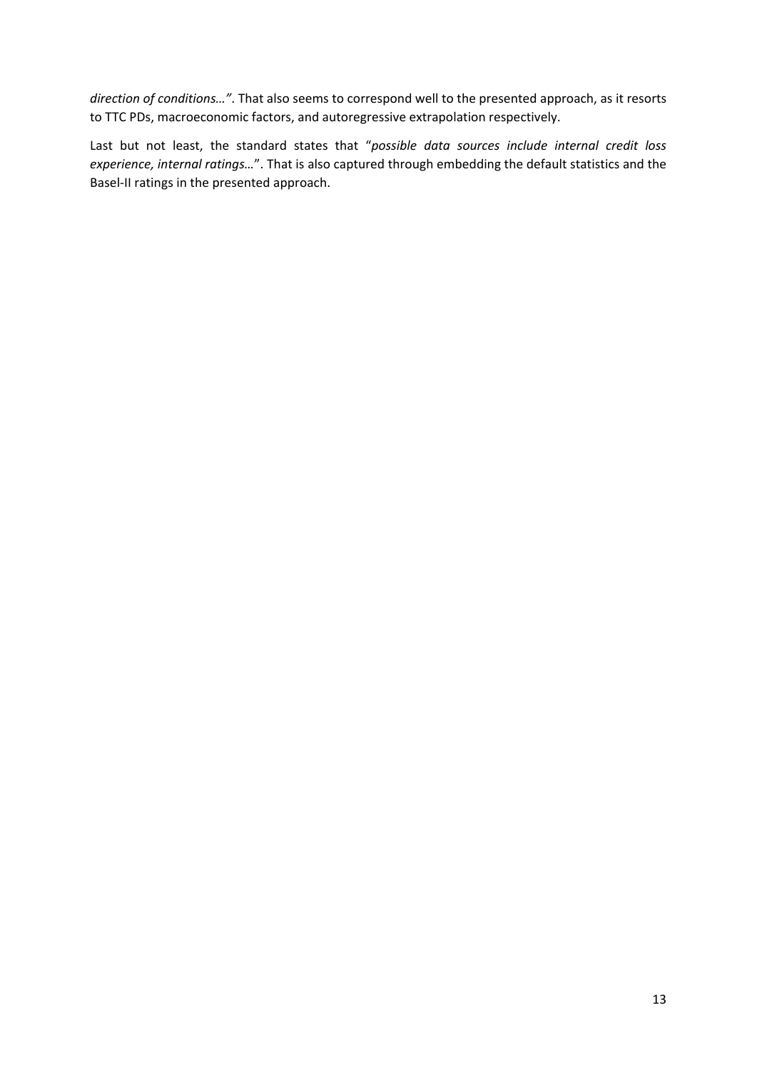*direction of conditions…"*. That also seems to correspond well to the presented approach, as it resorts to TTC PDs, macroeconomic factors, and autoregressive extrapolation respectively.

Last but not least, the standard states that "*possible data sources include internal credit loss experience, internal ratings…*". That is also captured through embedding the default statistics and the Basel-II ratings in the presented approach.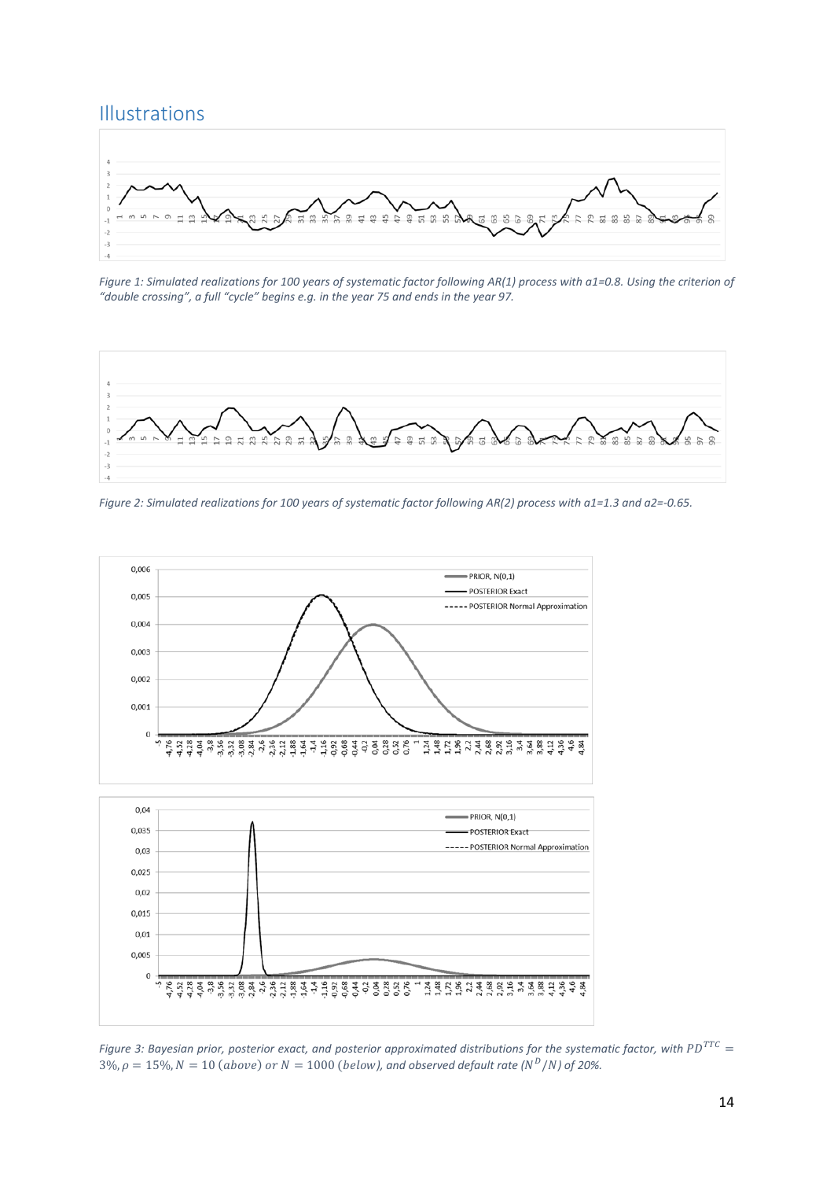## Illustrations

*Figure 1: Simulated realizations for 100 years of systematic factor following AR(1) process with a1=0.8. Using the criterion of "double crossing", a full "cycle" begins e.g. in the year 75 and ends in the year 97.*

*Figure 2: Simulated realizations for 100 years of systematic factor following AR(2) process with a1=1.3 and a2=-0.65.*

*Figure 3: Bayesian prior, posterior exact, and posterior approximated distributions for the systematic factor, with $PD^{TTC} = 3\%, \rho = 15\%, N = 10\ (above)\ or\ N = 1000\ (below)$, and observed default rate ($N^D/N$) of 20%.*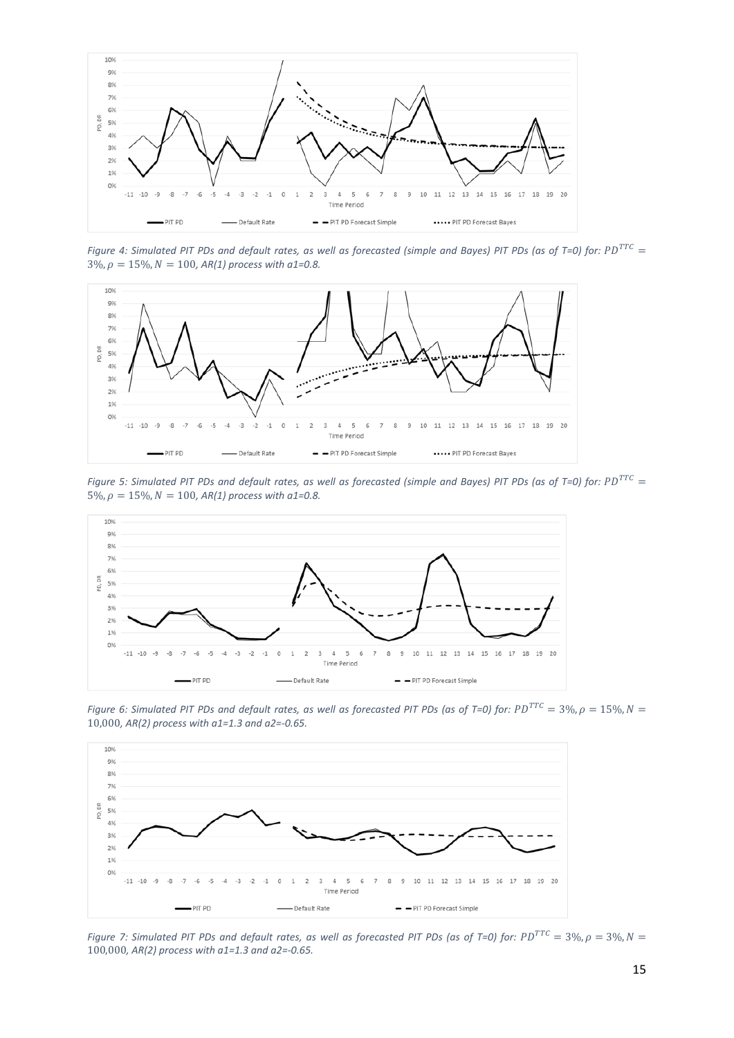*Figure 4: Simulated PIT PDs and default rates, as well as forecasted (simple and Bayes) PIT PDs (as of T=0) for: $PD^{TTC} = 3\%, \rho = 15\%, N = 100$, AR(1) process with a1=0.8.*

*Figure 5: Simulated PIT PDs and default rates, as well as forecasted (simple and Bayes) PIT PDs (as of T=0) for: $PD^{TTC} = 5\%, \rho = 15\%, N = 100$, AR(1) process with a1=0.8.*

*Figure 6: Simulated PIT PDs and default rates, as well as forecasted PIT PDs (as of T=0) for: $PD^{TTC} = 3\%, \rho = 15\%, N = 10{,}000$, AR(2) process with a1=1.3 and a2=-0.65.*

*Figure 7: Simulated PIT PDs and default rates, as well as forecasted PIT PDs (as of T=0) for: $PD^{TTC} = 3\%, \rho = 3\%, N = 100{,}000$, AR(2) process with a1=1.3 and a2=-0.65.*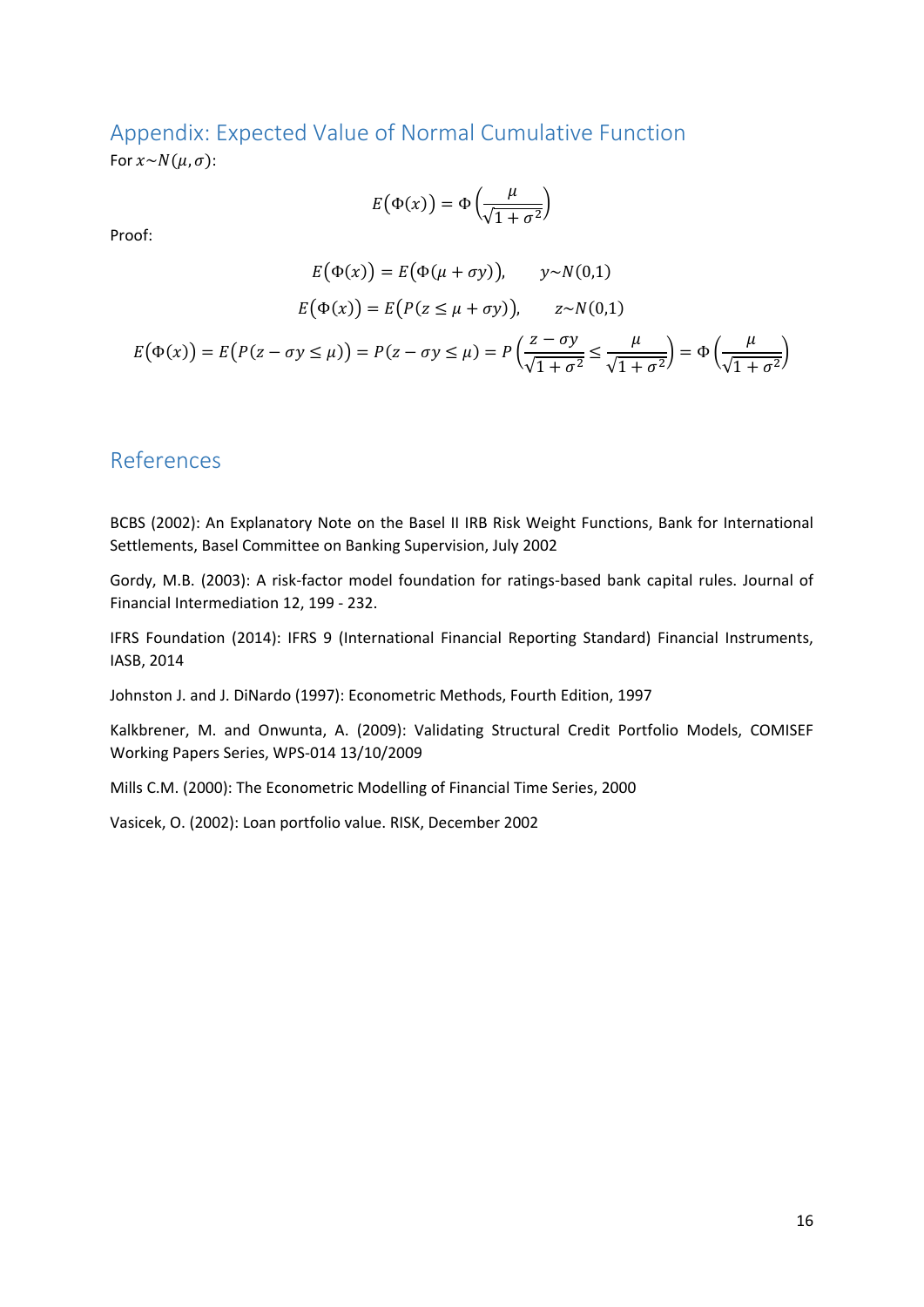## Appendix: Expected Value of Normal Cumulative Function

For $x \sim N(\mu, \sigma)$:

$$E\big(\Phi(x)\big) = \Phi\left(\frac{\mu}{\sqrt{1+\sigma^2}}\right)$$

Proof:

$$E\big(\Phi(x)\big) = E\big(\Phi(\mu + \sigma y)\big), \qquad y \sim N(0,1)$$

$$E\big(\Phi(x)\big) = E\big(P(z \leq \mu + \sigma y)\big), \qquad z \sim N(0,1)$$

$$E\big(\Phi(x)\big) = E\big(P(z - \sigma y \leq \mu)\big) = P(z - \sigma y \leq \mu) = P\left(\frac{z - \sigma y}{\sqrt{1+\sigma^2}} \leq \frac{\mu}{\sqrt{1+\sigma^2}}\right) = \Phi\left(\frac{\mu}{\sqrt{1+\sigma^2}}\right)$$

## References

BCBS (2002): An Explanatory Note on the Basel II IRB Risk Weight Functions, Bank for International Settlements, Basel Committee on Banking Supervision, July 2002

Gordy, M.B. (2003): A risk-factor model foundation for ratings-based bank capital rules. Journal of Financial Intermediation 12, 199 - 232.

IFRS Foundation (2014): IFRS 9 (International Financial Reporting Standard) Financial Instruments, IASB, 2014

Johnston J. and J. DiNardo (1997): Econometric Methods, Fourth Edition, 1997

Kalkbrener, M. and Onwunta, A. (2009): Validating Structural Credit Portfolio Models, COMISEF Working Papers Series, WPS-014 13/10/2009

Mills C.M. (2000): The Econometric Modelling of Financial Time Series, 2000

Vasicek, O. (2002): Loan portfolio value. RISK, December 2002